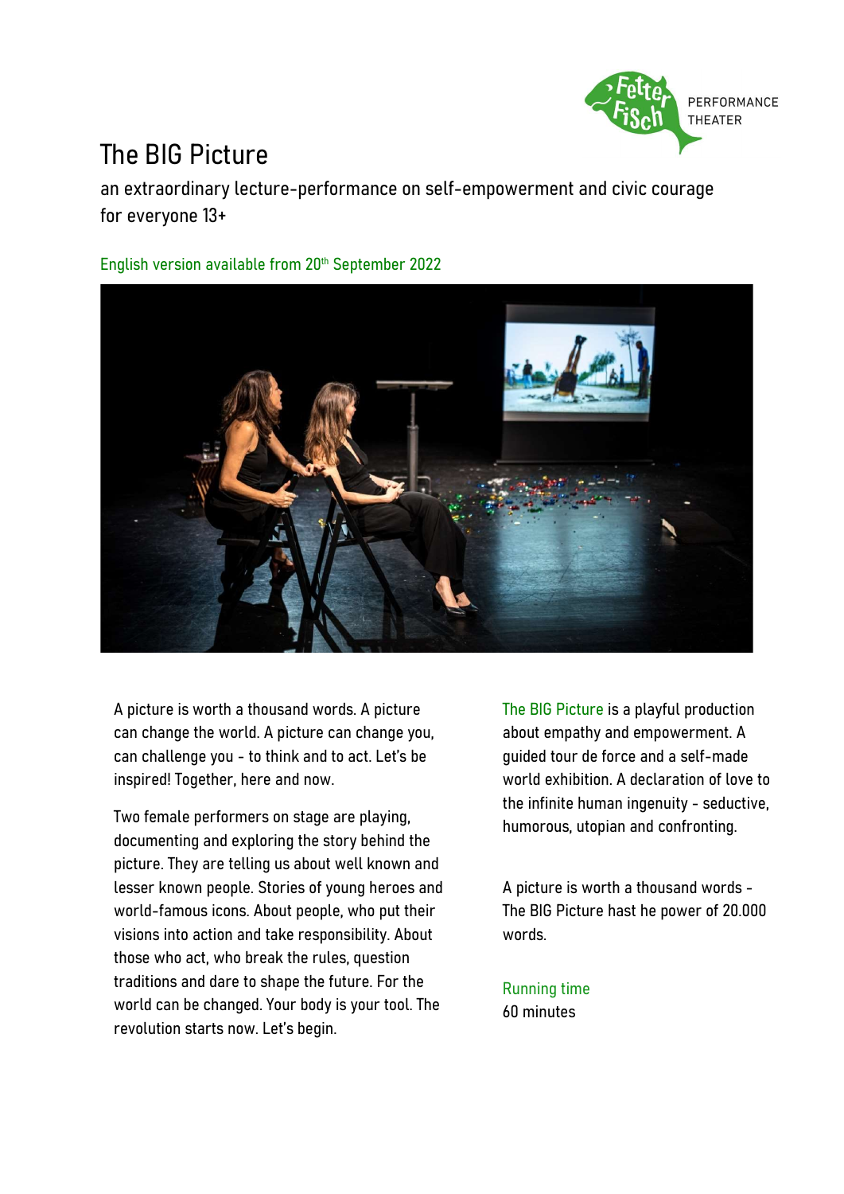Fetter Fisch PERFORMANCE THEATER

# The BIG Picture

an extraordinary lecture-performance on self-empowerment and civic courage for everyone 13+

English version available from 20th September 2022

A picture is worth a thousand words. A picture can change the world. A picture can change you, can challenge you - to think and to act. Let's be inspired! Together, here and now.

Two female performers on stage are playing, documenting and exploring the story behind the picture. They are telling us about well known and lesser known people. Stories of young heroes and world-famous icons. About people, who put their visions into action and take responsibility. About those who act, who break the rules, question traditions and dare to shape the future. For the world can be changed. Your body is your tool. The revolution starts now. Let's begin.

The BIG Picture is a playful production about empathy and empowerment. A guided tour de force and a self-made world exhibition. A declaration of love to the infinite human ingenuity - seductive, humorous, utopian and confronting.

A picture is worth a thousand words - The BIG Picture hast he power of 20.000 words.

Running time
60 minutes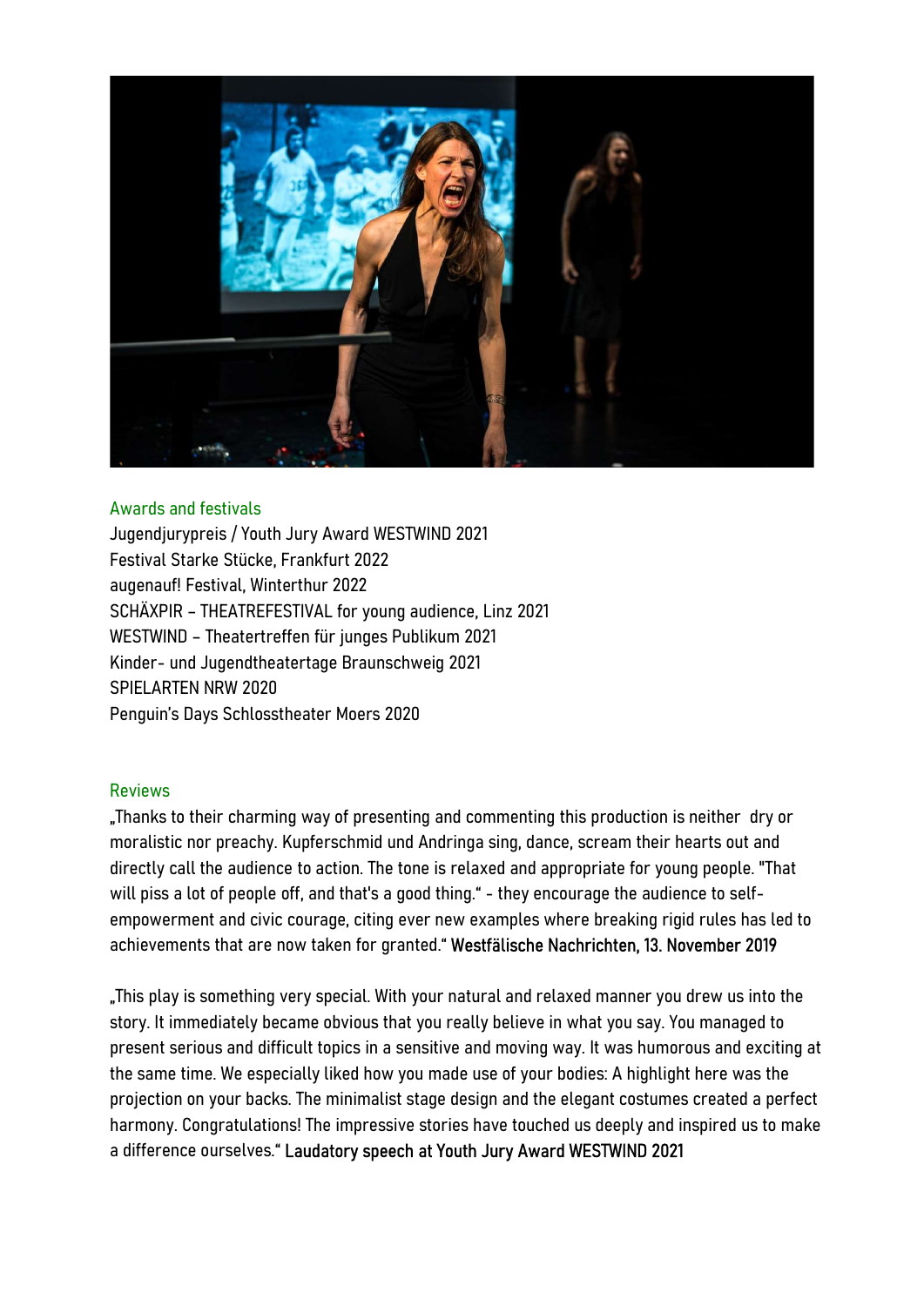## Awards and festivals

Jugendjurypreis / Youth Jury Award WESTWIND 2021
Festival Starke Stücke, Frankfurt 2022
augenauf! Festival, Winterthur 2022
SCHÄXPIR – THEATREFESTIVAL for young audience, Linz 2021
WESTWIND – Theatertreffen für junges Publikum 2021
Kinder- und Jugendtheatertage Braunschweig 2021
SPIELARTEN NRW 2020
Penguin's Days Schlosstheater Moers 2020

## Reviews

„Thanks to their charming way of presenting and commenting this production is neither dry or moralistic nor preachy. Kupferschmid und Andringa sing, dance, scream their hearts out and directly call the audience to action. The tone is relaxed and appropriate for young people. "That will piss a lot of people off, and that's a good thing." - they encourage the audience to self-empowerment and civic courage, citing ever new examples where breaking rigid rules has led to achievements that are now taken for granted." **Westfälische Nachrichten, 13. November 2019**

„This play is something very special. With your natural and relaxed manner you drew us into the story. It immediately became obvious that you really believe in what you say. You managed to present serious and difficult topics in a sensitive and moving way. It was humorous and exciting at the same time. We especially liked how you made use of your bodies: A highlight here was the projection on your backs. The minimalist stage design and the elegant costumes created a perfect harmony. Congratulations! The impressive stories have touched us deeply and inspired us to make a difference ourselves." **Laudatory speech at Youth Jury Award WESTWIND 2021**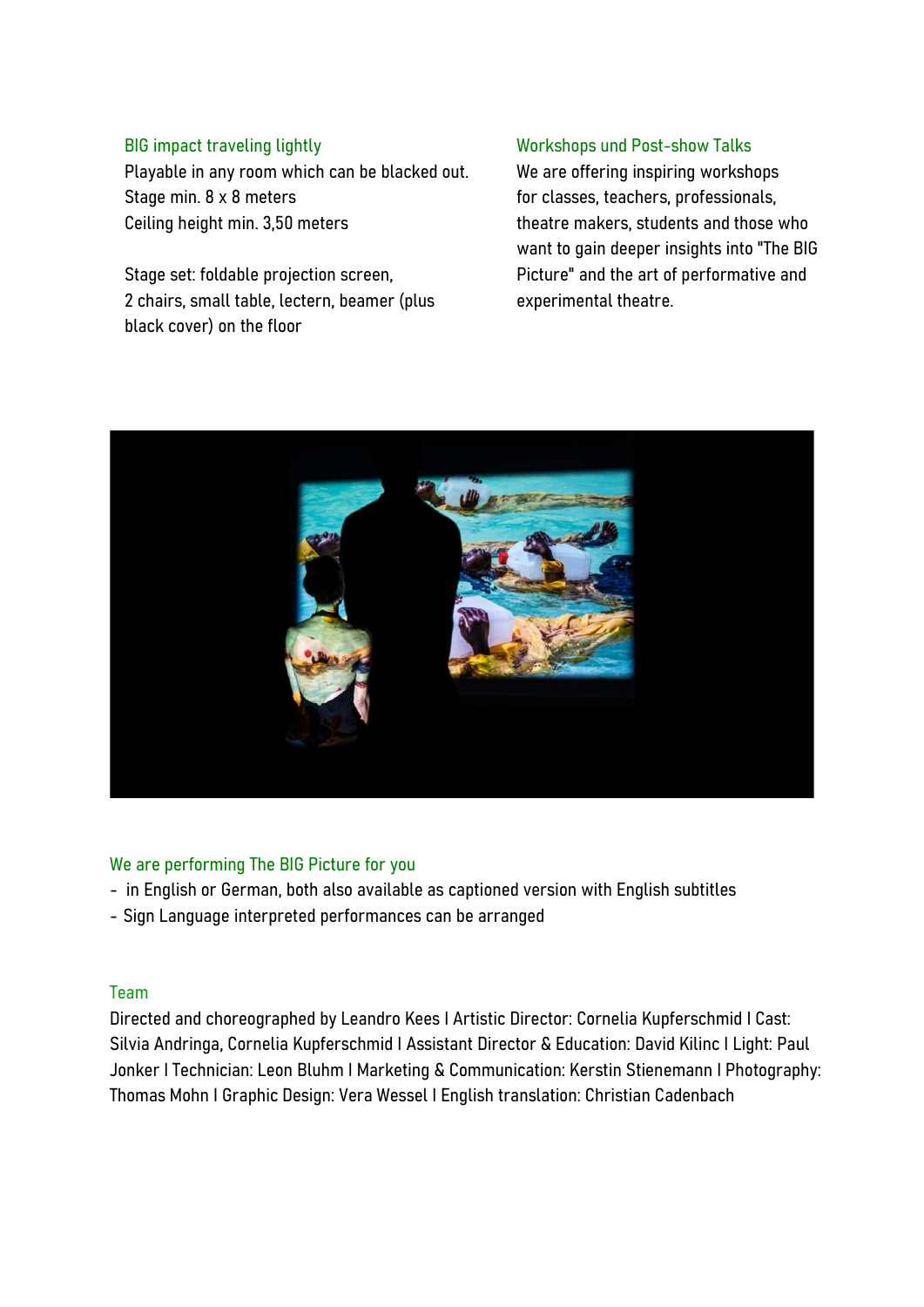## BIG impact traveling lightly

Playable in any room which can be blacked out.
Stage min. 8 x 8 meters
Ceiling height min. 3,50 meters

Stage set: foldable projection screen, 2 chairs, small table, lectern, beamer (plus black cover) on the floor

## Workshops und Post-show Talks

We are offering inspiring workshops for classes, teachers, professionals, theatre makers, students and those who want to gain deeper insights into "The BIG Picture" and the art of performative and experimental theatre.

## We are performing The BIG Picture for you

- in English or German, both also available as captioned version with English subtitles
- Sign Language interpreted performances can be arranged

## Team

Directed and choreographed by Leandro Kees I Artistic Director: Cornelia Kupferschmid I Cast: Silvia Andringa, Cornelia Kupferschmid I Assistant Director & Education: David Kilinc I Light: Paul Jonker I Technician: Leon Bluhm I Marketing & Communication: Kerstin Stienemann I Photography: Thomas Mohn I Graphic Design: Vera Wessel I English translation: Christian Cadenbach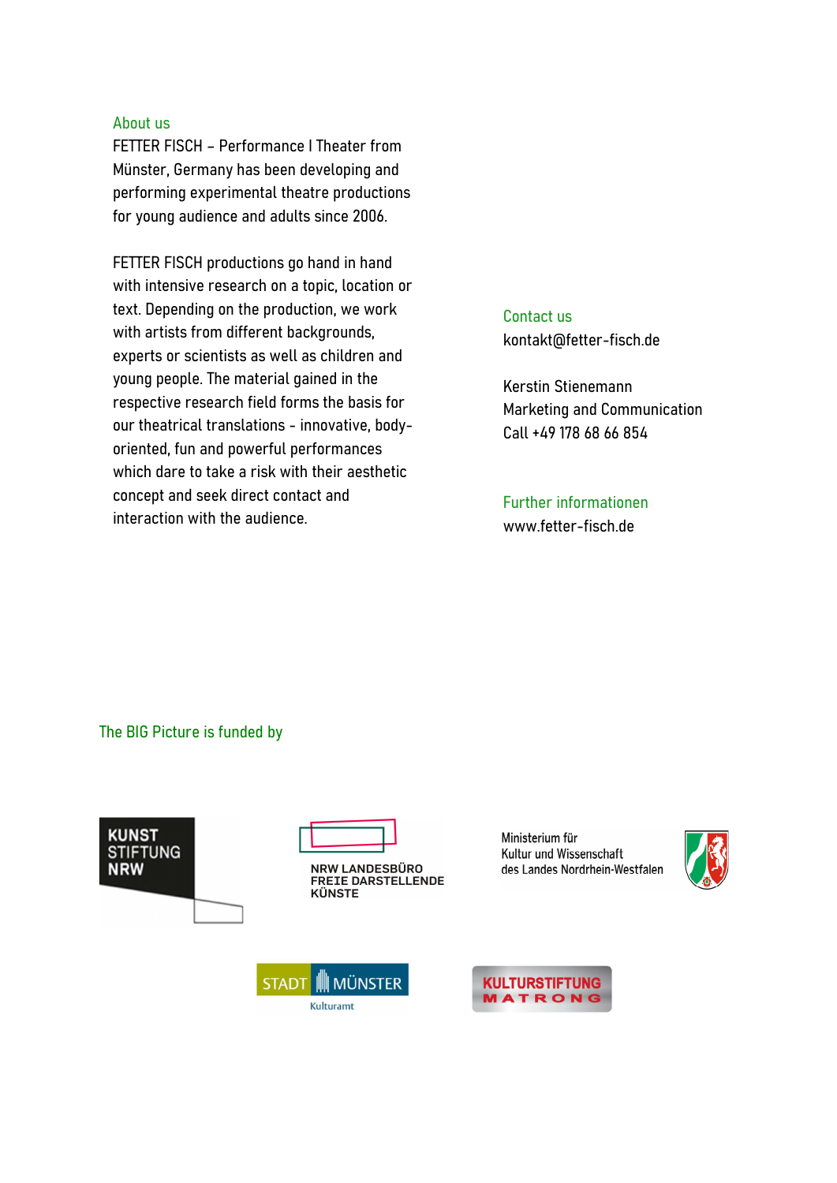## About us

FETTER FISCH – Performance I Theater from Münster, Germany has been developing and performing experimental theatre productions for young audience and adults since 2006.

FETTER FISCH productions go hand in hand with intensive research on a topic, location or text. Depending on the production, we work with artists from different backgrounds, experts or scientists as well as children and young people. The material gained in the respective research field forms the basis for our theatrical translations - innovative, body-oriented, fun and powerful performances which dare to take a risk with their aesthetic concept and seek direct contact and interaction with the audience.

## Contact us

kontakt@fetter-fisch.de

Kerstin Stienemann
Marketing and Communication
Call +49 178 68 66 854

## Further informationen

www.fetter-fisch.de

## The BIG Picture is funded by

KUNST STIFTUNG NRW

NRW LANDESBÜRO FREIE DARSTELLENDE KÜNSTE

Ministerium für Kultur und Wissenschaft des Landes Nordrhein-Westfalen

STADT MÜNSTER Kulturamt

KULTURSTIFTUNG MATRONG